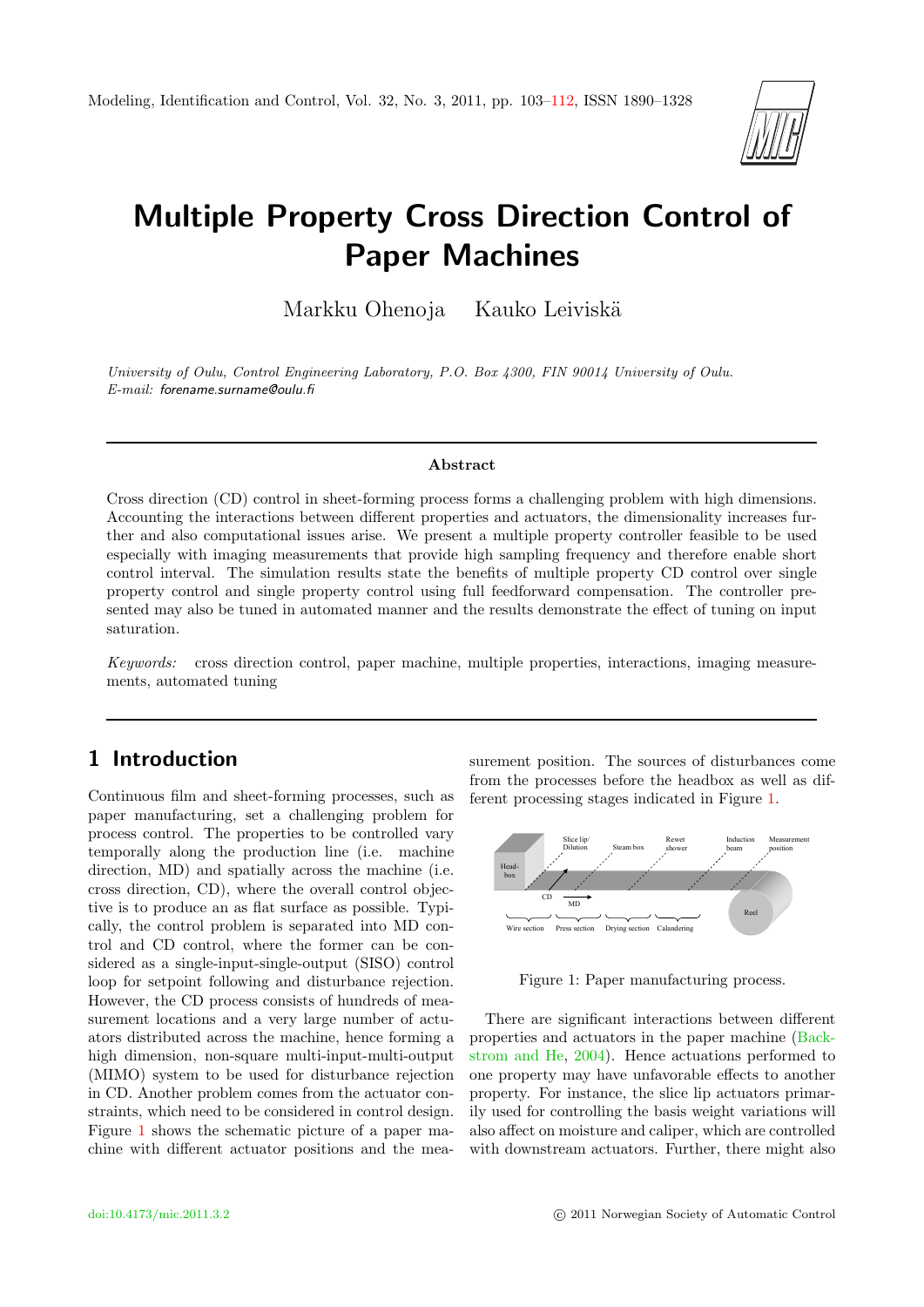# Multiple Property Cross Direction Control of Paper Machines

Markku Ohenoja    Kauko Leiviskä

*University of Oulu, Control Engineering Laboratory, P.O. Box 4300, FIN 90014 University of Oulu.*
*E-mail: forename.surname@oulu.fi*

---

### Abstract

Cross direction (CD) control in sheet-forming process forms a challenging problem with high dimensions. Accounting the interactions between different properties and actuators, the dimensionality increases further and also computational issues arise. We present a multiple property controller feasible to be used especially with imaging measurements that provide high sampling frequency and therefore enable short control interval. The simulation results state the benefits of multiple property CD control over single property control and single property control using full feedforward compensation. The controller presented may also be tuned in automated manner and the results demonstrate the effect of tuning on input saturation.

*Keywords:* cross direction control, paper machine, multiple properties, interactions, imaging measurements, automated tuning

---

## 1 Introduction

Continuous film and sheet-forming processes, such as paper manufacturing, set a challenging problem for process control. The properties to be controlled vary temporally along the production line (i.e. machine direction, MD) and spatially across the machine (i.e. cross direction, CD), where the overall control objective is to produce an as flat surface as possible. Typically, the control problem is separated into MD control and CD control, where the former can be considered as a single-input-single-output (SISO) control loop for setpoint following and disturbance rejection. However, the CD process consists of hundreds of measurement locations and a very large number of actuators distributed across the machine, hence forming a high dimension, non-square multi-input-multi-output (MIMO) system to be used for disturbance rejection in CD. Another problem comes from the actuator constraints, which need to be considered in control design. Figure 1 shows the schematic picture of a paper machine with different actuator positions and the measurement position. The sources of disturbances come from the processes before the headbox as well as different processing stages indicated in Figure 1.

Figure 1: Paper manufacturing process.

There are significant interactions between different properties and actuators in the paper machine (Backstrom and He, 2004). Hence actuations performed to one property may have unfavorable effects to another property. For instance, the slice lip actuators primarily used for controlling the basis weight variations will also affect on moisture and caliper, which are controlled with downstream actuators. Further, there might also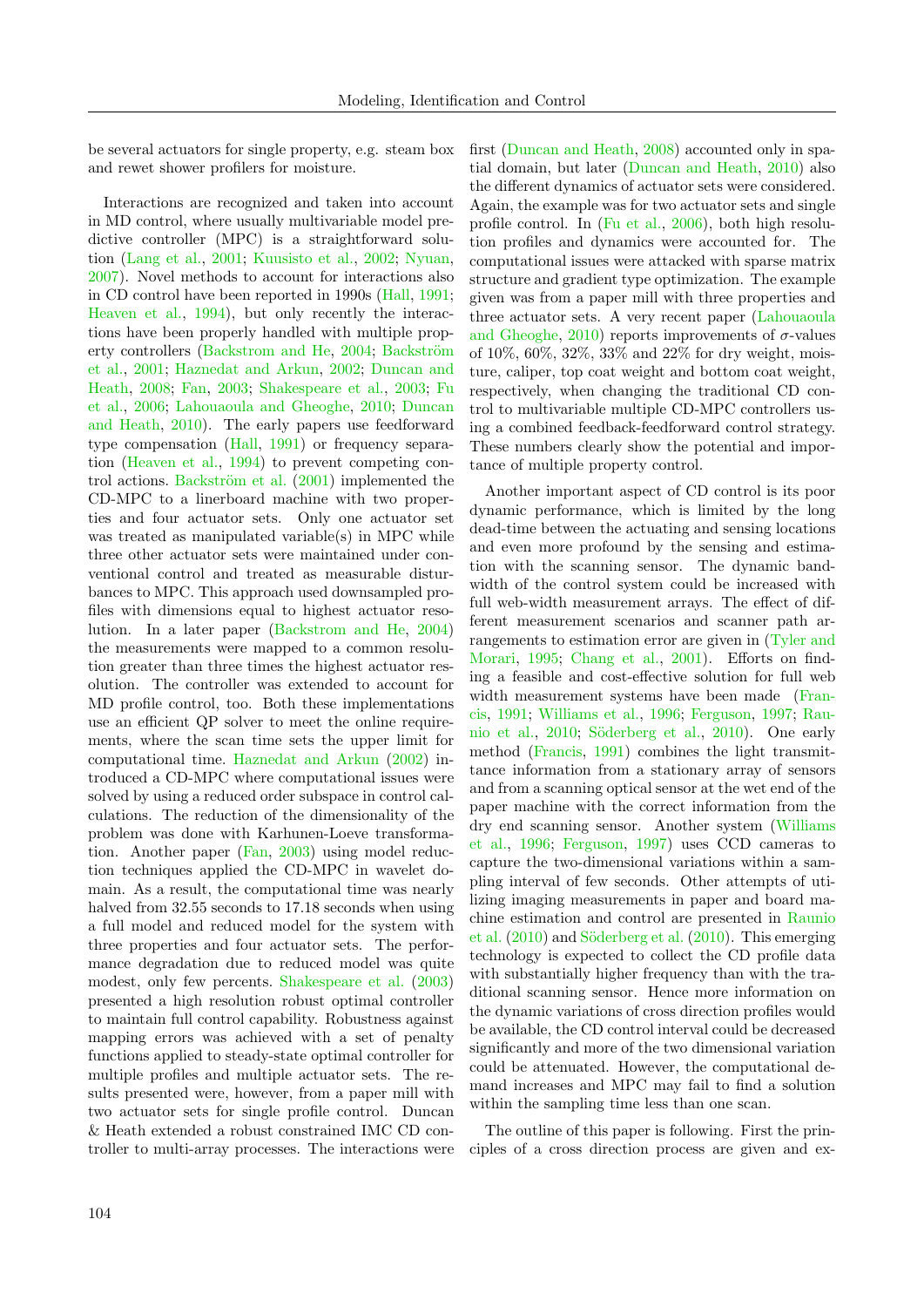be several actuators for single property, e.g. steam box and rewet shower profilers for moisture.

Interactions are recognized and taken into account in MD control, where usually multivariable model predictive controller (MPC) is a straightforward solution (Lang et al., 2001; Kuusisto et al., 2002; Nyuan, 2007). Novel methods to account for interactions also in CD control have been reported in 1990s (Hall, 1991; Heaven et al., 1994), but only recently the interactions have been properly handled with multiple property controllers (Backstrom and He, 2004; Backström et al., 2001; Haznedat and Arkun, 2002; Duncan and Heath, 2008; Fan, 2003; Shakespeare et al., 2003; Fu et al., 2006; Lahouaoula and Gheoghe, 2010; Duncan and Heath, 2010). The early papers use feedforward type compensation (Hall, 1991) or frequency separation (Heaven et al., 1994) to prevent competing control actions. Backström et al. (2001) implemented the CD-MPC to a linerboard machine with two properties and four actuator sets. Only one actuator set was treated as manipulated variable(s) in MPC while three other actuator sets were maintained under conventional control and treated as measurable disturbances to MPC. This approach used downsampled profiles with dimensions equal to highest actuator resolution. In a later paper (Backstrom and He, 2004) the measurements were mapped to a common resolution greater than three times the highest actuator resolution. The controller was extended to account for MD profile control, too. Both these implementations use an efficient QP solver to meet the online requirements, where the scan time sets the upper limit for computational time. Haznedat and Arkun (2002) introduced a CD-MPC where computational issues were solved by using a reduced order subspace in control calculations. The reduction of the dimensionality of the problem was done with Karhunen-Loeve transformation. Another paper (Fan, 2003) using model reduction techniques applied the CD-MPC in wavelet domain. As a result, the computational time was nearly halved from 32.55 seconds to 17.18 seconds when using a full model and reduced model for the system with three properties and four actuator sets. The performance degradation due to reduced model was quite modest, only few percents. Shakespeare et al. (2003) presented a high resolution robust optimal controller to maintain full control capability. Robustness against mapping errors was achieved with a set of penalty functions applied to steady-state optimal controller for multiple profiles and multiple actuator sets. The results presented were, however, from a paper mill with two actuator sets for single profile control. Duncan & Heath extended a robust constrained IMC CD controller to multi-array processes. The interactions were first (Duncan and Heath, 2008) accounted only in spatial domain, but later (Duncan and Heath, 2010) also the different dynamics of actuator sets were considered. Again, the example was for two actuator sets and single profile control. In (Fu et al., 2006), both high resolution profiles and dynamics were accounted for. The computational issues were attacked with sparse matrix structure and gradient type optimization. The example given was from a paper mill with three properties and three actuator sets. A very recent paper (Lahouaoula and Gheoghe, 2010) reports improvements of $\sigma$-values of 10%, 60%, 32%, 33% and 22% for dry weight, moisture, caliper, top coat weight and bottom coat weight, respectively, when changing the traditional CD control to multivariable multiple CD-MPC controllers using a combined feedback-feedforward control strategy. These numbers clearly show the potential and importance of multiple property control.

Another important aspect of CD control is its poor dynamic performance, which is limited by the long dead-time between the actuating and sensing locations and even more profound by the sensing and estimation with the scanning sensor. The dynamic bandwidth of the control system could be increased with full web-width measurement arrays. The effect of different measurement scenarios and scanner path arrangements to estimation error are given in (Tyler and Morari, 1995; Chang et al., 2001). Efforts on finding a feasible and cost-effective solution for full web width measurement systems have been made (Francis, 1991; Williams et al., 1996; Ferguson, 1997; Raunio et al., 2010; Söderberg et al., 2010). One early method (Francis, 1991) combines the light transmittance information from a stationary array of sensors and from a scanning optical sensor at the wet end of the paper machine with the correct information from the dry end scanning sensor. Another system (Williams et al., 1996; Ferguson, 1997) uses CCD cameras to capture the two-dimensional variations within a sampling interval of few seconds. Other attempts of utilizing imaging measurements in paper and board machine estimation and control are presented in Raunio et al. (2010) and Söderberg et al. (2010). This emerging technology is expected to collect the CD profile data with substantially higher frequency than with the traditional scanning sensor. Hence more information on the dynamic variations of cross direction profiles would be available, the CD control interval could be decreased significantly and more of the two dimensional variation could be attenuated. However, the computational demand increases and MPC may fail to find a solution within the sampling time less than one scan.

The outline of this paper is following. First the principles of a cross direction process are given and ex-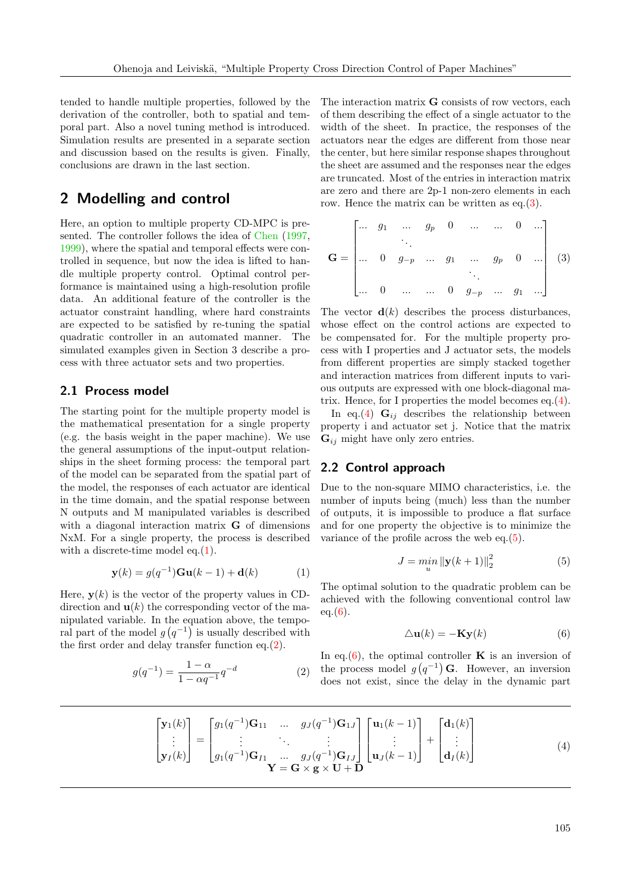tended to handle multiple properties, followed by the derivation of the controller, both to spatial and temporal part. Also a novel tuning method is introduced. Simulation results are presented in a separate section and discussion based on the results is given. Finally, conclusions are drawn in the last section.

## 2 Modelling and control

Here, an option to multiple property CD-MPC is presented. The controller follows the idea of Chen (1997, 1999), where the spatial and temporal effects were controlled in sequence, but now the idea is lifted to handle multiple property control. Optimal control performance is maintained using a high-resolution profile data. An additional feature of the controller is the actuator constraint handling, where hard constraints are expected to be satisfied by re-tuning the spatial quadratic controller in an automated manner. The simulated examples given in Section 3 describe a process with three actuator sets and two properties.

### 2.1 Process model

The starting point for the multiple property model is the mathematical presentation for a single property (e.g. the basis weight in the paper machine). We use the general assumptions of the input-output relationships in the sheet forming process: the temporal part of the model can be separated from the spatial part of the model, the responses of each actuator are identical in the time domain, and the spatial response between N outputs and M manipulated variables is described with a diagonal interaction matrix $\mathbf{G}$ of dimensions NxM. For a single property, the process is described with a discrete-time model eq.(1).

$$\mathbf{y}(k) = g(q^{-1})\mathbf{G}\mathbf{u}(k-1) + \mathbf{d}(k) \tag{1}$$

Here, $\mathbf{y}(k)$ is the vector of the property values in CD-direction and $\mathbf{u}(k)$ the corresponding vector of the manipulated variable. In the equation above, the temporal part of the model $g\left(q^{-1}\right)$ is usually described with the first order and delay transfer function eq.(2).

$$g(q^{-1}) = \frac{1-\alpha}{1-\alpha q^{-1}} q^{-d} \tag{2}$$

The interaction matrix $\mathbf{G}$ consists of row vectors, each of them describing the effect of a single actuator to the width of the sheet. In practice, the responses of the actuators near the edges are different from those near the center, but here similar response shapes throughout the sheet are assumed and the responses near the edges are truncated. Most of the entries in interaction matrix are zero and there are 2p-1 non-zero elements in each row. Hence the matrix can be written as eq.(3).

$$\mathbf{G} = \begin{bmatrix} ... & g_1 & ... & g_p & 0 & ... & ... & 0 & ... \\ & & \ddots & & & & & & \\ ... & 0 & g_{-p} & ... & g_1 & ... & g_p & 0 & ... \\ & & & & & \ddots & & & \\ ... & 0 & ... & ... & 0 & g_{-p} & ... & g_1 & ... \end{bmatrix} \tag{3}$$

The vector $\mathbf{d}(k)$ describes the process disturbances, whose effect on the control actions are expected to be compensated for. For the multiple property process with I properties and J actuator sets, the models from different properties are simply stacked together and interaction matrices from different inputs to various outputs are expressed with one block-diagonal matrix. Hence, for I properties the model becomes eq.(4).

$$\begin{bmatrix} \mathbf{y}_1(k) \\ \vdots \\ \mathbf{y}_I(k) \end{bmatrix} = \begin{bmatrix} g_1(q^{-1})\mathbf{G}_{11} & ... & g_J(q^{-1})\mathbf{G}_{1J} \\ \vdots & \ddots & \vdots \\ g_1(q^{-1})\mathbf{G}_{I1} & ... & g_J(q^{-1})\mathbf{G}_{IJ} \end{bmatrix} \begin{bmatrix} \mathbf{u}_1(k-1) \\ \vdots \\ \mathbf{u}_J(k-1) \end{bmatrix} + \begin{bmatrix} \mathbf{d}_1(k) \\ \vdots \\ \mathbf{d}_I(k) \end{bmatrix}$$
$$\mathbf{Y} = \mathbf{G} \times \mathbf{g} \times \mathbf{U} + \mathbf{D} \tag{4}$$

In eq.(4) $\mathbf{G}_{ij}$ describes the relationship between property i and actuator set j. Notice that the matrix $\mathbf{G}_{ij}$ might have only zero entries.

### 2.2 Control approach

Due to the non-square MIMO characteristics, i.e. the number of inputs being (much) less than the number of outputs, it is impossible to produce a flat surface and for one property the objective is to minimize the variance of the profile across the web eq.(5).

$$J = \min_{u} \|\mathbf{y}(k+1)\|_2^2 \tag{5}$$

The optimal solution to the quadratic problem can be achieved with the following conventional control law eq.(6).

$$\triangle\mathbf{u}(k) = -\mathbf{K}\mathbf{y}(k) \tag{6}$$

In eq.(6), the optimal controller $\mathbf{K}$ is an inversion of the process model $g\left(q^{-1}\right)\mathbf{G}$. However, an inversion does not exist, since the delay in the dynamic part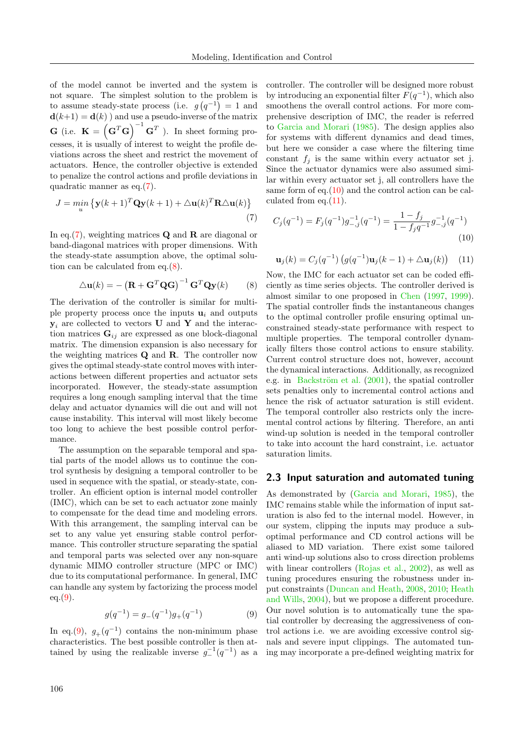of the model cannot be inverted and the system is not square. The simplest solution to the problem is to assume steady-state process (i.e. $g\left(q^{-1}\right) = 1$ and $\mathbf{d}(k+1) = \mathbf{d}(k)$ ) and use a pseudo-inverse of the matrix $\mathbf{G}$ (i.e. $\mathbf{K} = \left(\mathbf{G}^T\mathbf{G}\right)^{-1}\mathbf{G}^T$ ). In sheet forming processes, it is usually of interest to weight the profile deviations across the sheet and restrict the movement of actuators. Hence, the controller objective is extended to penalize the control actions and profile deviations in quadratic manner as eq.(7).

$$J = \min_{u}\left\{\mathbf{y}(k+1)^T\mathbf{Q}\mathbf{y}(k+1) + \triangle\mathbf{u}(k)^T\mathbf{R}\triangle\mathbf{u}(k)\right\} \tag{7}$$

In eq.(7), weighting matrices $\mathbf{Q}$ and $\mathbf{R}$ are diagonal or band-diagonal matrices with proper dimensions. With the steady-state assumption above, the optimal solution can be calculated from eq.(8).

$$\triangle\mathbf{u}(k) = -\left(\mathbf{R} + \mathbf{G}^T\mathbf{Q}\mathbf{G}\right)^{-1}\mathbf{G}^T\mathbf{Q}\mathbf{y}(k) \tag{8}$$

The derivation of the controller is similar for multiple property process once the inputs $\mathbf{u}_i$ and outputs $\mathbf{y}_i$ are collected to vectors $\mathbf{U}$ and $\mathbf{Y}$ and the interaction matrices $\mathbf{G}_{ij}$ are expressed as one block-diagonal matrix. The dimension expansion is also necessary for the weighting matrices $\mathbf{Q}$ and $\mathbf{R}$. The controller now gives the optimal steady-state control moves with interactions between different properties and actuator sets incorporated. However, the steady-state assumption requires a long enough sampling interval that the time delay and actuator dynamics will die out and will not cause instability. This interval will most likely become too long to achieve the best possible control performance.

The assumption on the separable temporal and spatial parts of the model allows us to continue the control synthesis by designing a temporal controller to be used in sequence with the spatial, or steady-state, controller. An efficient option is internal model controller (IMC), which can be set to each actuator zone mainly to compensate for the dead time and modeling errors. With this arrangement, the sampling interval can be set to any value yet ensuring stable control performance. This controller structure separating the spatial and temporal parts was selected over any non-square dynamic MIMO controller structure (MPC or IMC) due to its computational performance. In general, IMC can handle any system by factorizing the process model eq.(9).

$$g(q^{-1}) = g_{-}(q^{-1})g_{+}(q^{-1}) \tag{9}$$

In eq.(9), $g_{+}(q^{-1})$ contains the non-minimum phase characteristics. The best possible controller is then attained by using the realizable inverse $g_{-}^{-1}(q^{-1})$ as a controller. The controller will be designed more robust by introducing an exponential filter $F(q^{-1})$, which also smoothens the overall control actions. For more comprehensive description of IMC, the reader is referred to Garcia and Morari (1985). The design applies also for systems with different dynamics and dead times, but here we consider a case where the filtering time constant $f_j$ is the same within every actuator set j. Since the actuator dynamics were also assumed similar within every actuator set j, all controllers have the same form of eq.(10) and the control action can be calculated from eq.(11).

$$C_j(q^{-1}) = F_j(q^{-1})g_{-,j}^{-1}(q^{-1}) = \frac{1-f_j}{1-f_jq^{-1}}g_{-,j}^{-1}(q^{-1}) \tag{10}$$

$$\mathbf{u}_j(k) = C_j(q^{-1})\left(g(q^{-1})\mathbf{u}_j(k-1) + \triangle\mathbf{u}_j(k)\right) \tag{11}$$

Now, the IMC for each actuator set can be coded efficiently as time series objects. The controller derived is almost similar to one proposed in Chen (1997, 1999). The spatial controller finds the instantaneous changes to the optimal controller profile ensuring optimal unconstrained steady-state performance with respect to multiple properties. The temporal controller dynamically filters those control actions to ensure stability. Current control structure does not, however, account the dynamical interactions. Additionally, as recognized e.g. in Backström et al. (2001), the spatial controller sets penalties only to incremental control actions and hence the risk of actuator saturation is still evident. The temporal controller also restricts only the incremental control actions by filtering. Therefore, an anti wind-up solution is needed in the temporal controller to take into account the hard constraint, i.e. actuator saturation limits.

## 2.3 Input saturation and automated tuning

As demonstrated by (Garcia and Morari, 1985), the IMC remains stable while the information of input saturation is also fed to the internal model. However, in our system, clipping the inputs may produce a suboptimal performance and CD control actions will be aliased to MD variation. There exist some tailored anti wind-up solutions also to cross direction problems with linear controllers (Rojas et al., 2002), as well as tuning procedures ensuring the robustness under input constraints (Duncan and Heath, 2008, 2010; Heath and Wills, 2004), but we propose a different procedure. Our novel solution is to automatically tune the spatial controller by decreasing the aggressiveness of control actions i.e. we are avoiding excessive control signals and severe input clippings. The automated tuning may incorporate a pre-defined weighting matrix for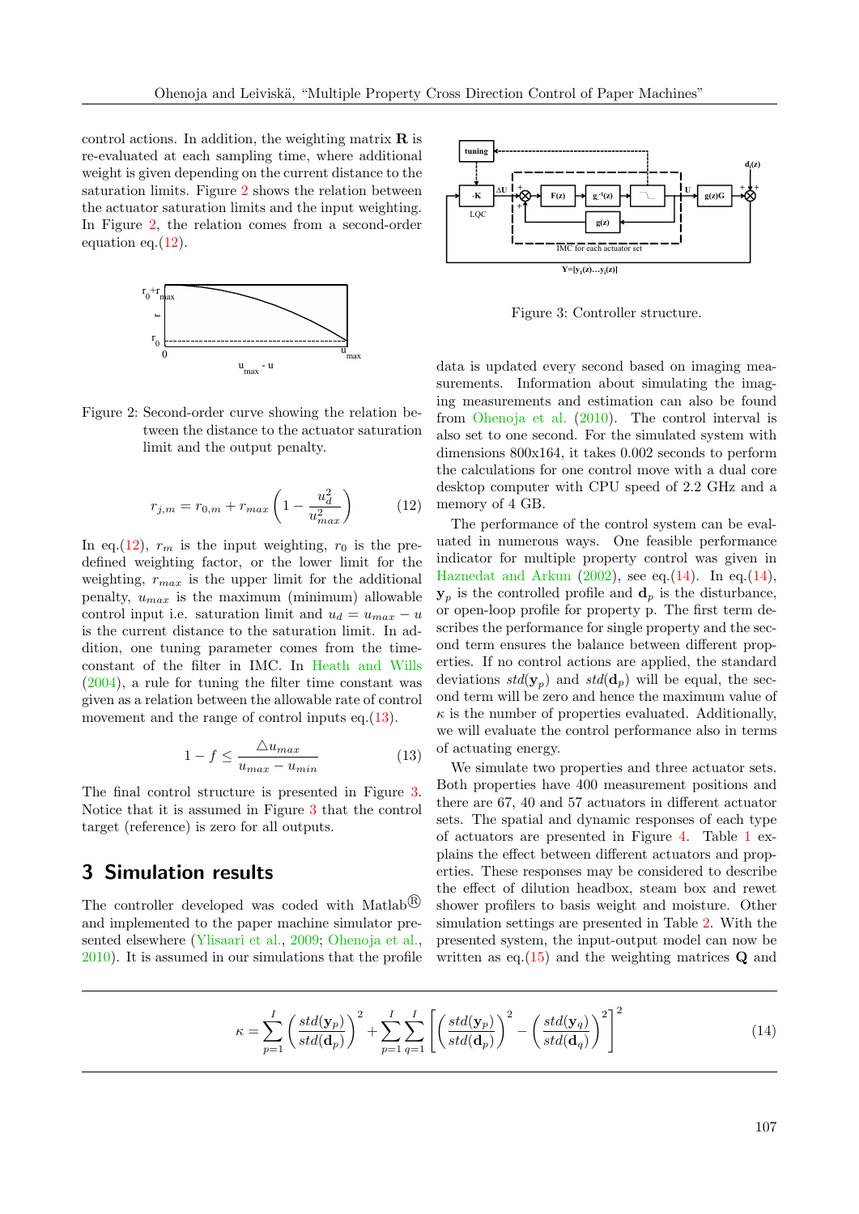control actions. In addition, the weighting matrix $\mathbf{R}$ is re-evaluated at each sampling time, where additional weight is given depending on the current distance to the saturation limits. Figure 2 shows the relation between the actuator saturation limits and the input weighting. In Figure 2, the relation comes from a second-order equation eq.(12).

Figure 2: Second-order curve showing the relation between the distance to the actuator saturation limit and the output penalty.

$$r_{j,m} = r_{0,m} + r_{max}\left(1 - \frac{u_d^2}{u_{max}^2}\right) \tag{12}$$

In eq.(12), $r_m$ is the input weighting, $r_0$ is the predefined weighting factor, or the lower limit for the weighting, $r_{max}$ is the upper limit for the additional penalty, $u_{max}$ is the maximum (minimum) allowable control input i.e. saturation limit and $u_d = u_{max} - u$ is the current distance to the saturation limit. In addition, one tuning parameter comes from the time-constant of the filter in IMC. In Heath and Wills (2004), a rule for tuning the filter time constant was given as a relation between the allowable rate of control movement and the range of control inputs eq.(13).

$$1 - f \leq \frac{\triangle u_{max}}{u_{max} - u_{min}} \tag{13}$$

The final control structure is presented in Figure 3. Notice that it is assumed in Figure 3 that the control target (reference) is zero for all outputs.

Figure 3: Controller structure.

## 3 Simulation results

The controller developed was coded with Matlab® and implemented to the paper machine simulator presented elsewhere (Ylisaari et al., 2009; Ohenoja et al., 2010). It is assumed in our simulations that the profile data is updated every second based on imaging measurements. Information about simulating the imaging measurements and estimation can also be found from Ohenoja et al. (2010). The control interval is also set to one second. For the simulated system with dimensions 800x164, it takes 0.002 seconds to perform the calculations for one control move with a dual core desktop computer with CPU speed of 2.2 GHz and a memory of 4 GB.

The performance of the control system can be evaluated in numerous ways. One feasible performance indicator for multiple property control was given in Haznedat and Arkun (2002), see eq.(14). In eq.(14), $\mathbf{y}_p$ is the controlled profile and $\mathbf{d}_p$ is the disturbance, or open-loop profile for property p. The first term describes the performance for single property and the second term ensures the balance between different properties. If no control actions are applied, the standard deviations $std(\mathbf{y}_p)$ and $std(\mathbf{d}_p)$ will be equal, the second term will be zero and hence the maximum value of $\kappa$ is the number of properties evaluated. Additionally, we will evaluate the control performance also in terms of actuating energy.

We simulate two properties and three actuator sets. Both properties have 400 measurement positions and there are 67, 40 and 57 actuators in different actuator sets. The spatial and dynamic responses of each type of actuators are presented in Figure 4. Table 1 explains the effect between different actuators and properties. These responses may be considered to describe the effect of dilution headbox, steam box and rewet shower profilers to basis weight and moisture. Other simulation settings are presented in Table 2. With the presented system, the input-output model can now be written as eq.(15) and the weighting matrices $\mathbf{Q}$ and

$$\kappa = \sum_{p=1}^{I}\left(\frac{std(\mathbf{y}_p)}{std(\mathbf{d}_p)}\right)^2 + \sum_{p=1}^{I}\sum_{q=1}^{I}\left[\left(\frac{std(\mathbf{y}_p)}{std(\mathbf{d}_p)}\right)^2 - \left(\frac{std(\mathbf{y}_q)}{std(\mathbf{d}_q)}\right)^2\right]^2 \tag{14}$$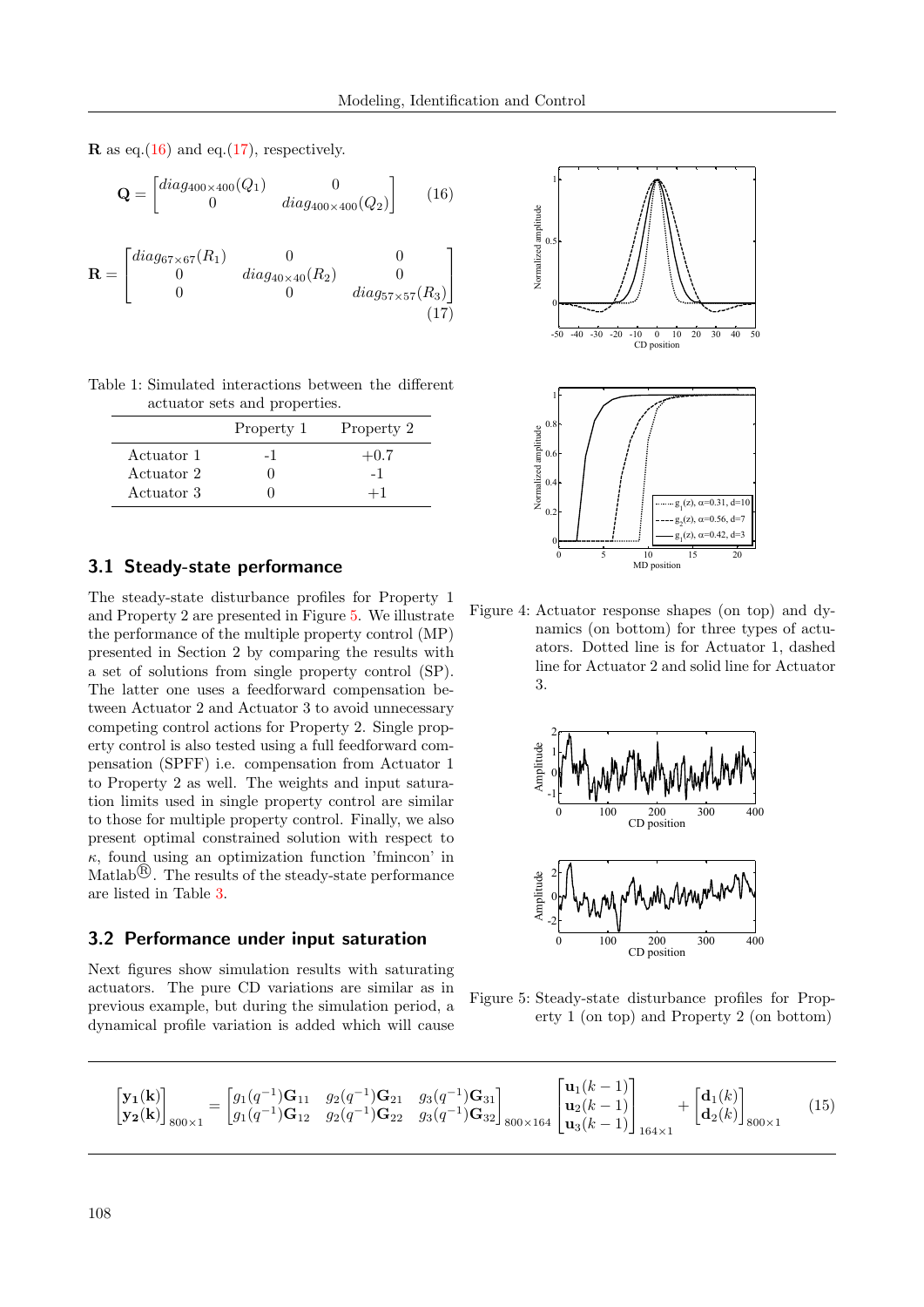$\mathbf{R}$ as eq.(16) and eq.(17), respectively.

$$\mathbf{Q} = \begin{bmatrix} diag_{400\times400}(Q_1) & 0 \\ 0 & diag_{400\times400}(Q_2) \end{bmatrix} \qquad (16)$$

$$\mathbf{R} = \begin{bmatrix} diag_{67\times67}(R_1) & 0 & 0 \\ 0 & diag_{40\times40}(R_2) & 0 \\ 0 & 0 & diag_{57\times57}(R_3) \end{bmatrix} \qquad (17)$$

Table 1: Simulated interactions between the different actuator sets and properties.

| | Property 1 | Property 2 |
|---|---|---|
| Actuator 1 | -1 | +0.7 |
| Actuator 2 | 0 | -1 |
| Actuator 3 | 0 | +1 |

## 3.1 Steady-state performance

The steady-state disturbance profiles for Property 1 and Property 2 are presented in Figure 5. We illustrate the performance of the multiple property control (MP) presented in Section 2 by comparing the results with a set of solutions from single property control (SP). The latter one uses a feedforward compensation between Actuator 2 and Actuator 3 to avoid unnecessary competing control actions for Property 2. Single property control is also tested using a full feedforward compensation (SPFF) i.e. compensation from Actuator 1 to Property 2 as well. The weights and input saturation limits used in single property control are similar to those for multiple property control. Finally, we also present optimal constrained solution with respect to $\kappa$, found using an optimization function 'fmincon' in Matlab®. The results of the steady-state performance are listed in Table 3.

## 3.2 Performance under input saturation

Next figures show simulation results with saturating actuators. The pure CD variations are similar as in previous example, but during the simulation period, a dynamical profile variation is added which will cause

Figure 4: Actuator response shapes (on top) and dynamics (on bottom) for three types of actuators. Dotted line is for Actuator 1, dashed line for Actuator 2 and solid line for Actuator 3.

Figure 5: Steady-state disturbance profiles for Property 1 (on top) and Property 2 (on bottom)

$$\begin{bmatrix} \mathbf{y_1(k)} \\ \mathbf{y_2(k)} \end{bmatrix}_{800\times1} = \begin{bmatrix} g_1(q^{-1})\mathbf{G}_{11} & g_2(q^{-1})\mathbf{G}_{21} & g_3(q^{-1})\mathbf{G}_{31} \\ g_1(q^{-1})\mathbf{G}_{12} & g_2(q^{-1})\mathbf{G}_{22} & g_3(q^{-1})\mathbf{G}_{32} \end{bmatrix}_{800\times164} \begin{bmatrix} \mathbf{u}_1(k-1) \\ \mathbf{u}_2(k-1) \\ \mathbf{u}_3(k-1) \end{bmatrix}_{164\times1} + \begin{bmatrix} \mathbf{d}_1(k) \\ \mathbf{d}_2(k) \end{bmatrix}_{800\times1} \qquad (15)$$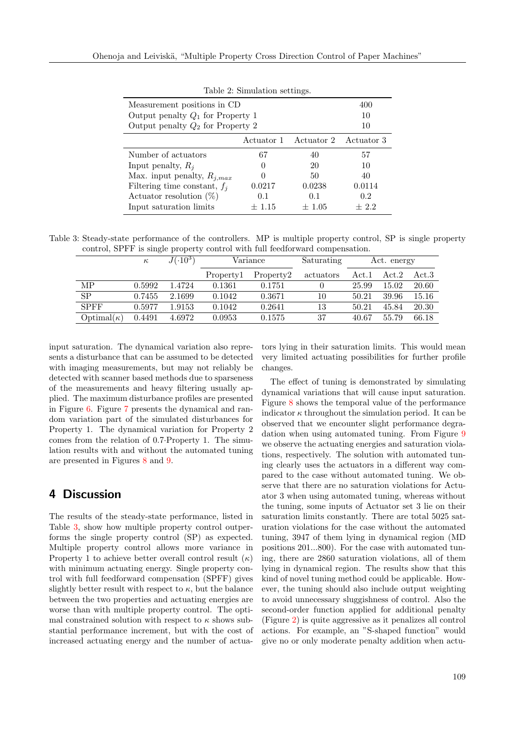Table 2: Simulation settings.

| | | | |
|---|---|---|---|
| Measurement positions in CD | | | 400 |
| Output penalty $Q_1$ for Property 1 | | | 10 |
| Output penalty $Q_2$ for Property 2 | | | 10 |
| | Actuator 1 | Actuator 2 | Actuator 3 |
| Number of actuators | 67 | 40 | 57 |
| Input penalty, $R_j$ | 0 | 20 | 10 |
| Max. input penalty, $R_{j,max}$ | 0 | 50 | 40 |
| Filtering time constant, $f_j$ | 0.0217 | 0.0238 | 0.0114 |
| Actuator resolution (%) | 0.1 | 0.1 | 0.2 |
| Input saturation limits | ± 1.15 | ± 1.05 | ± 2.2 |

Table 3: Steady-state performance of the controllers. MP is multiple property control, SP is single property control, SPFF is single property control with full feedforward compensation.

| | $\kappa$ | $J(\cdot 10^3)$ | Variance | | Saturating | Act. energy | | |
|---|---|---|---|---|---|---|---|---|
| | | | Property1 | Property2 | actuators | Act.1 | Act.2 | Act.3 |
| MP | 0.5992 | 1.4724 | 0.1361 | 0.1751 | 0 | 25.99 | 15.02 | 20.60 |
| SP | 0.7455 | 2.1699 | 0.1042 | 0.3671 | 10 | 50.21 | 39.96 | 15.16 |
| SPFF | 0.5977 | 1.9153 | 0.1042 | 0.2641 | 13 | 50.21 | 45.84 | 20.30 |
| Optimal($\kappa$) | 0.4491 | 4.6972 | 0.0953 | 0.1575 | 37 | 40.67 | 55.79 | 66.18 |

input saturation. The dynamical variation also represents a disturbance that can be assumed to be detected with imaging measurements, but may not reliably be detected with scanner based methods due to sparseness of the measurements and heavy filtering usually applied. The maximum disturbance profiles are presented in Figure 6. Figure 7 presents the dynamical and random variation part of the simulated disturbances for Property 1. The dynamical variation for Property 2 comes from the relation of 0.7·Property 1. The simulation results with and without the automated tuning are presented in Figures 8 and 9.

## 4 Discussion

The results of the steady-state performance, listed in Table 3, show how multiple property control outperforms the single property control (SP) as expected. Multiple property control allows more variance in Property 1 to achieve better overall control result ($\kappa$) with minimum actuating energy. Single property control with full feedforward compensation (SPFF) gives slightly better result with respect to $\kappa$, but the balance between the two properties and actuating energies are worse than with multiple property control. The optimal constrained solution with respect to $\kappa$ shows substantial performance increment, but with the cost of increased actuating energy and the number of actuators lying in their saturation limits. This would mean very limited actuating possibilities for further profile changes.

The effect of tuning is demonstrated by simulating dynamical variations that will cause input saturation. Figure 8 shows the temporal value of the performance indicator $\kappa$ throughout the simulation period. It can be observed that we encounter slight performance degradation when using automated tuning. From Figure 9 we observe the actuating energies and saturation violations, respectively. The solution with automated tuning clearly uses the actuators in a different way compared to the case without automated tuning. We observe that there are no saturation violations for Actuator 3 when using automated tuning, whereas without the tuning, some inputs of Actuator set 3 lie on their saturation limits constantly. There are total 5025 saturation violations for the case without the automated tuning, 3947 of them lying in dynamical region (MD positions 201...800). For the case with automated tuning, there are 2860 saturation violations, all of them lying in dynamical region. The results show that this kind of novel tuning method could be applicable. However, the tuning should also include output weighting to avoid unnecessary sluggishness of control. Also the second-order function applied for additional penalty (Figure 2) is quite aggressive as it penalizes all control actions. For example, an "S-shaped function" would give no or only moderate penalty addition when actu-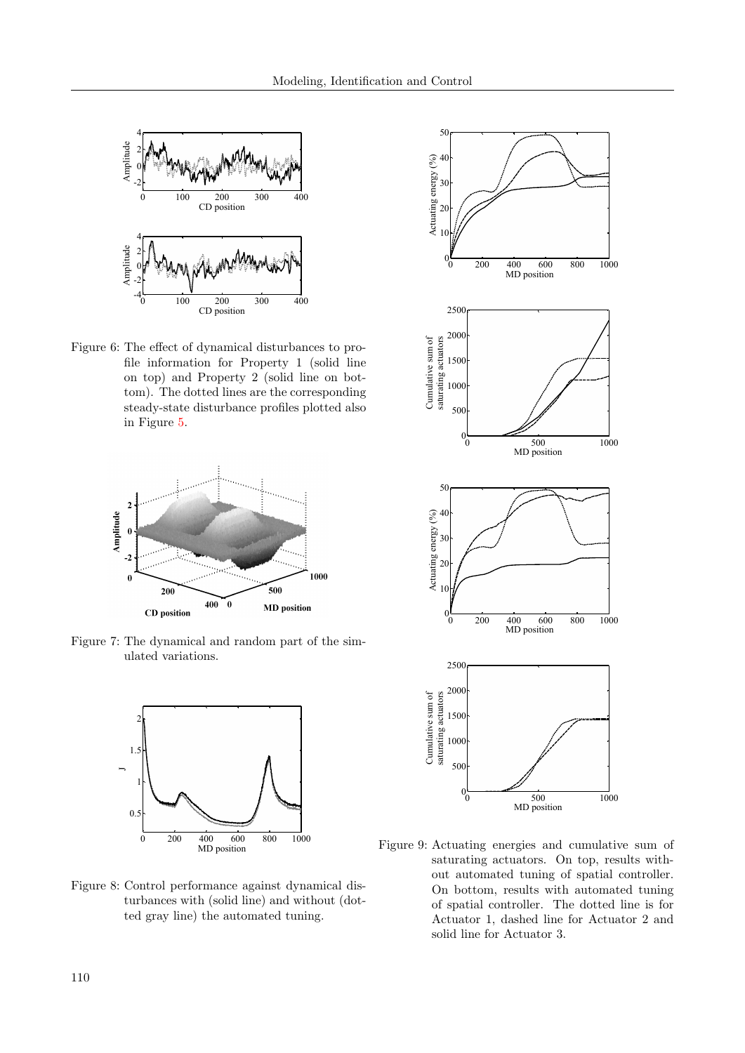Figure 6: The effect of dynamical disturbances to profile information for Property 1 (solid line on top) and Property 2 (solid line on bottom). The dotted lines are the corresponding steady-state disturbance profiles plotted also in Figure 5.

Figure 7: The dynamical and random part of the simulated variations.

Figure 8: Control performance against dynamical disturbances with (solid line) and without (dotted gray line) the automated tuning.

Figure 9: Actuating energies and cumulative sum of saturating actuators. On top, results without automated tuning of spatial controller. On bottom, results with automated tuning of spatial controller. The dotted line is for Actuator 1, dashed line for Actuator 2 and solid line for Actuator 3.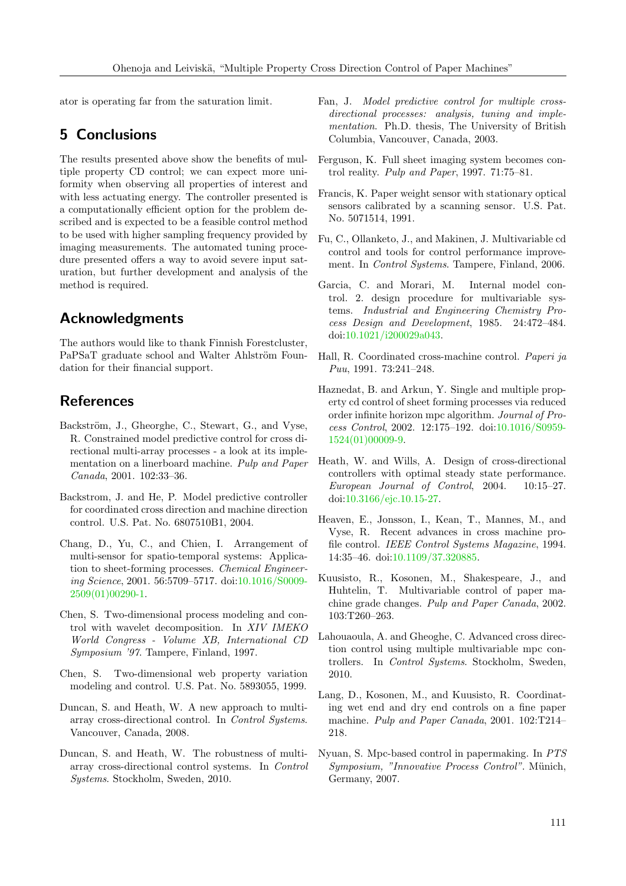ator is operating far from the saturation limit.

## 5 Conclusions

The results presented above show the benefits of multiple property CD control; we can expect more uniformity when observing all properties of interest and with less actuating energy. The controller presented is a computationally efficient option for the problem described and is expected to be a feasible control method to be used with higher sampling frequency provided by imaging measurements. The automated tuning procedure presented offers a way to avoid severe input saturation, but further development and analysis of the method is required.

## Acknowledgments

The authors would like to thank Finnish Forestcluster, PaPSaT graduate school and Walter Ahlström Foundation for their financial support.

## References

Backström, J., Gheorghe, C., Stewart, G., and Vyse, R. Constrained model predictive control for cross directional multi-array processes - a look at its implementation on a linerboard machine. *Pulp and Paper Canada*, 2001. 102:33–36.

Backstrom, J. and He, P. Model predictive controller for coordinated cross direction and machine direction control. U.S. Pat. No. 6807510B1, 2004.

Chang, D., Yu, C., and Chien, I. Arrangement of multi-sensor for spatio-temporal systems: Application to sheet-forming processes. *Chemical Engineering Science*, 2001. 56:5709–5717. doi:10.1016/S0009-2509(01)00290-1.

Chen, S. Two-dimensional process modeling and control with wavelet decomposition. In *XIV IMEKO World Congress - Volume XB, International CD Symposium '97*. Tampere, Finland, 1997.

Chen, S. Two-dimensional web property variation modeling and control. U.S. Pat. No. 5893055, 1999.

Duncan, S. and Heath, W. A new approach to multi-array cross-directional control. In *Control Systems*. Vancouver, Canada, 2008.

Duncan, S. and Heath, W. The robustness of multi-array cross-directional control systems. In *Control Systems*. Stockholm, Sweden, 2010.

Fan, J. *Model predictive control for multiple cross-directional processes: analysis, tuning and implementation*. Ph.D. thesis, The University of British Columbia, Vancouver, Canada, 2003.

Ferguson, K. Full sheet imaging system becomes control reality. *Pulp and Paper*, 1997. 71:75–81.

Francis, K. Paper weight sensor with stationary optical sensors calibrated by a scanning sensor. U.S. Pat. No. 5071514, 1991.

Fu, C., Ollanketo, J., and Makinen, J. Multivariable cd control and tools for control performance improvement. In *Control Systems*. Tampere, Finland, 2006.

Garcia, C. and Morari, M. Internal model control. 2. design procedure for multivariable systems. *Industrial and Engineering Chemistry Process Design and Development*, 1985. 24:472–484. doi:10.1021/i200029a043.

Hall, R. Coordinated cross-machine control. *Paperi ja Puu*, 1991. 73:241–248.

Haznedat, B. and Arkun, Y. Single and multiple property cd control of sheet forming processes via reduced order infinite horizon mpc algorithm. *Journal of Process Control*, 2002. 12:175–192. doi:10.1016/S0959-1524(01)00009-9.

Heath, W. and Wills, A. Design of cross-directional controllers with optimal steady state performance. *European Journal of Control*, 2004. 10:15–27. doi:10.3166/ejc.10.15-27.

Heaven, E., Jonsson, I., Kean, T., Mannes, M., and Vyse, R. Recent advances in cross machine profile control. *IEEE Control Systems Magazine*, 1994. 14:35–46. doi:10.1109/37.320885.

Kuusisto, R., Kosonen, M., Shakespeare, J., and Huhtelin, T. Multivariable control of paper machine grade changes. *Pulp and Paper Canada*, 2002. 103:T260–263.

Lahouaoula, A. and Gheoghe, C. Advanced cross direction control using multiple multivariable mpc controllers. In *Control Systems*. Stockholm, Sweden, 2010.

Lang, D., Kosonen, M., and Kuusisto, R. Coordinating wet end and dry end controls on a fine paper machine. *Pulp and Paper Canada*, 2001. 102:T214–218.

Nyuan, S. Mpc-based control in papermaking. In *PTS Symposium, "Innovative Process Control"*. Münich, Germany, 2007.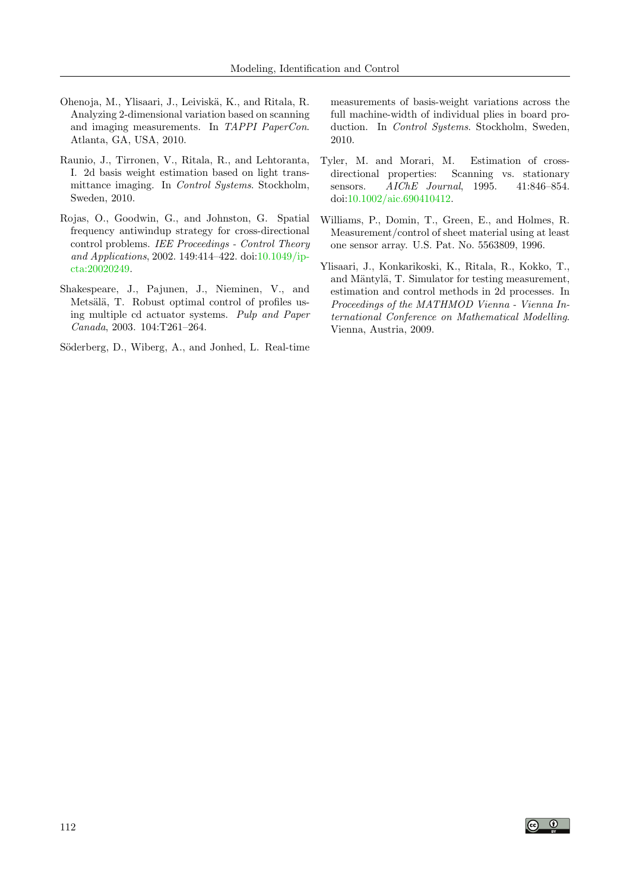Ohenoja, M., Ylisaari, J., Leiviskä, K., and Ritala, R. Analyzing 2-dimensional variation based on scanning and imaging measurements. In *TAPPI PaperCon*. Atlanta, GA, USA, 2010.

Raunio, J., Tirronen, V., Ritala, R., and Lehtoranta, I. 2d basis weight estimation based on light transmittance imaging. In *Control Systems*. Stockholm, Sweden, 2010.

Rojas, O., Goodwin, G., and Johnston, G. Spatial frequency antiwindup strategy for cross-directional control problems. *IEE Proceedings - Control Theory and Applications*, 2002. 149:414–422. doi:10.1049/ip-cta:20020249.

Shakespeare, J., Pajunen, J., Nieminen, V., and Metsälä, T. Robust optimal control of profiles using multiple cd actuator systems. *Pulp and Paper Canada*, 2003. 104:T261–264.

Söderberg, D., Wiberg, A., and Jonhed, L. Real-time measurements of basis-weight variations across the full machine-width of individual plies in board production. In *Control Systems*. Stockholm, Sweden, 2010.

Tyler, M. and Morari, M. Estimation of cross-directional properties: Scanning vs. stationary sensors. *AIChE Journal*, 1995. 41:846–854. doi:10.1002/aic.690410412.

Williams, P., Domin, T., Green, E., and Holmes, R. Measurement/control of sheet material using at least one sensor array. U.S. Pat. No. 5563809, 1996.

Ylisaari, J., Konkarikoski, K., Ritala, R., Kokko, T., and Mäntylä, T. Simulator for testing measurement, estimation and control methods in 2d processes. In *Proceedings of the MATHMOD Vienna - Vienna International Conference on Mathematical Modelling*. Vienna, Austria, 2009.